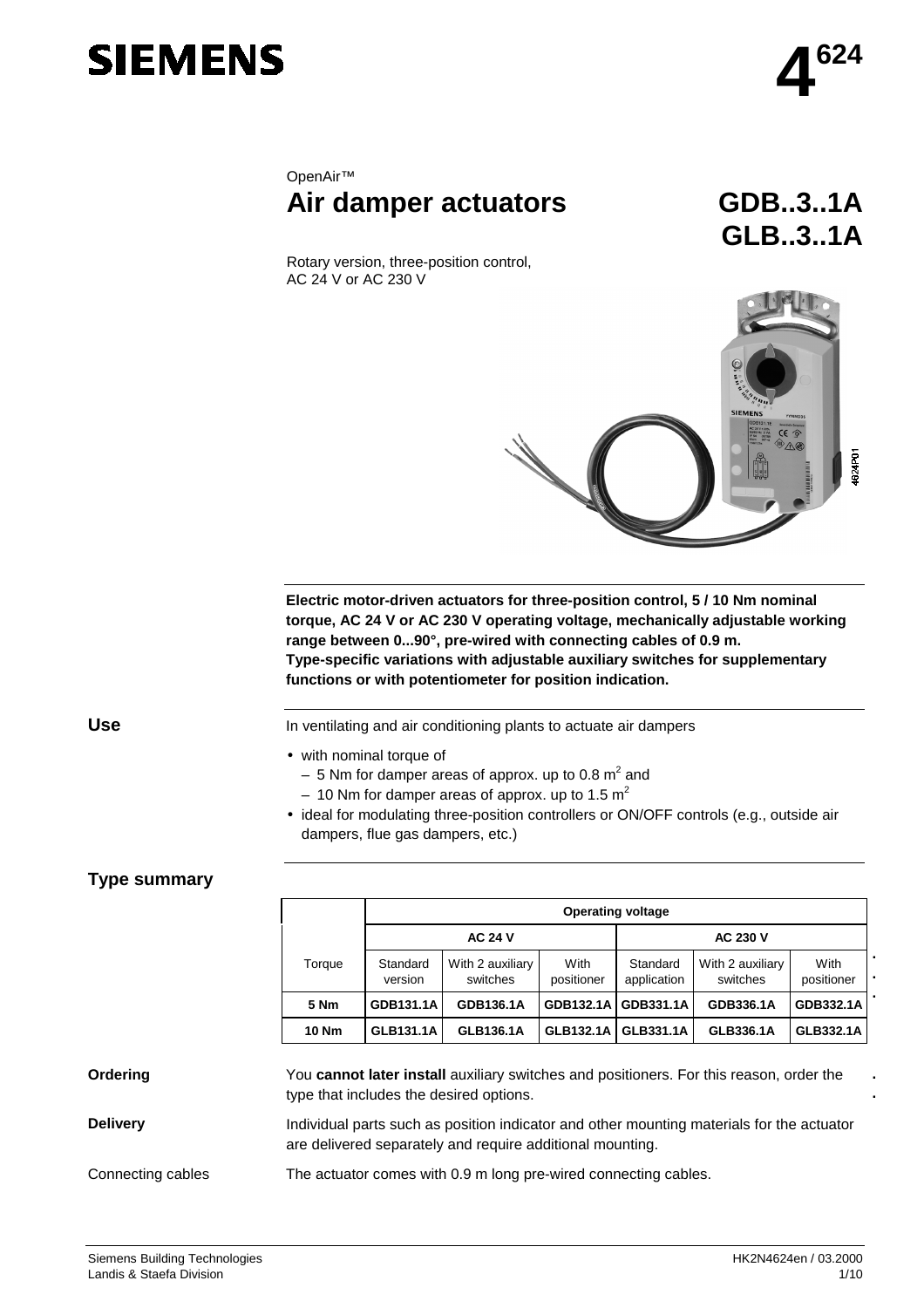**SIEMENS**

# 4624

OpenAir™

# Air damper actuators

# GDB..3..1A GLB..3..1A

Rotary version, three-position control, AC 24 V or AC 230 V

**Electric motor-driven actuators for three-position control, 5 / 10 Nm nominal torque, AC 24 V or AC 230 V operating voltage, mechanically adjustable working range between 0...90°, pre-wired with connecting cables of 0.9 m. Type-specific variations with adjustable auxiliary switches for supplementary functions or with potentiometer for position indication.**

## Use

In ventilating and air conditioning plants to actuate air dampers

- with nominal torque of
  - 5 Nm for damper areas of approx. up to 0.8 $m^2$ and
  - 10 Nm for damper areas of approx. up to 1.5 $m^2$
- ideal for modulating three-position controllers or ON/OFF controls (e.g., outside air dampers, flue gas dampers, etc.)

## Type summary

| | Operating voltage | | | | | |
|---|---|---|---|---|---|---|
| | AC 24 V | | | AC 230 V | | |
| Torque | Standard version | With 2 auxiliary switches | With positioner | Standard application | With 2 auxiliary switches | With positioner |
| **5 Nm** | **GDB131.1A** | **GDB136.1A** | **GDB132.1A** | **GDB331.1A** | **GDB336.1A** | **GDB332.1A** |
| **10 Nm** | **GLB131.1A** | **GLB136.1A** | **GLB132.1A** | **GLB331.1A** | **GLB336.1A** | **GLB332.1A** |

**Ordering**

You **cannot later install** auxiliary switches and positioners. For this reason, order the type that includes the desired options.

**Delivery**

Individual parts such as position indicator and other mounting materials for the actuator are delivered separately and require additional mounting.

Connecting cables

The actuator comes with 0.9 m long pre-wired connecting cables.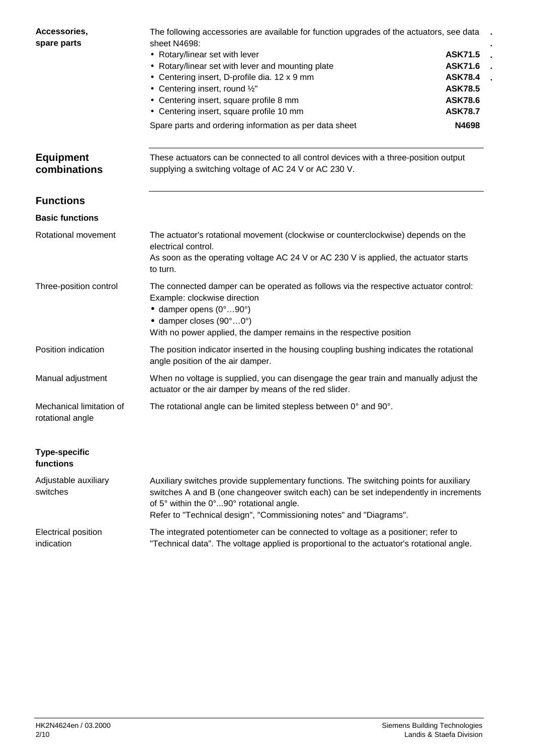**Accessories, spare parts**

The following accessories are available for function upgrades of the actuators, see data sheet N4698:

| | |
|---|---|
| • Rotary/linear set with lever | **ASK71.5** |
| • Rotary/linear set with lever and mounting plate | **ASK71.6** |
| • Centering insert, D-profile dia. 12 x 9 mm | **ASK78.4** |
| • Centering insert, round ½" | **ASK78.5** |
| • Centering insert, square profile 8 mm | **ASK78.6** |
| • Centering insert, square profile 10 mm | **ASK78.7** |
| Spare parts and ordering information as per data sheet | **N4698** |

## Equipment combinations

These actuators can be connected to all control devices with a three-position output supplying a switching voltage of AC 24 V or AC 230 V.

## Functions

### Basic functions

**Rotational movement**

The actuator's rotational movement (clockwise or counterclockwise) depends on the electrical control.
As soon as the operating voltage AC 24 V or AC 230 V is applied, the actuator starts to turn.

**Three-position control**

The connected damper can be operated as follows via the respective actuator control:
Example: clockwise direction

- damper opens (0°…90°)
- damper closes (90°…0°)

With no power applied, the damper remains in the respective position

**Position indication**

The position indicator inserted in the housing coupling bushing indicates the rotational angle position of the air damper.

**Manual adjustment**

When no voltage is supplied, you can disengage the gear train and manually adjust the actuator or the air damper by means of the red slider.

**Mechanical limitation of rotational angle**

The rotational angle can be limited stepless between 0° and 90°.

### Type-specific functions

**Adjustable auxiliary switches**

Auxiliary switches provide supplementary functions. The switching points for auxiliary switches A and B (one changeover switch each) can be set independently in increments of 5° within the 0°...90° rotational angle.
Refer to "Technical design", "Commissioning notes" and "Diagrams".

**Electrical position indication**

The integrated potentiometer can be connected to voltage as a positioner; refer to "Technical data". The voltage applied is proportional to the actuator's rotational angle.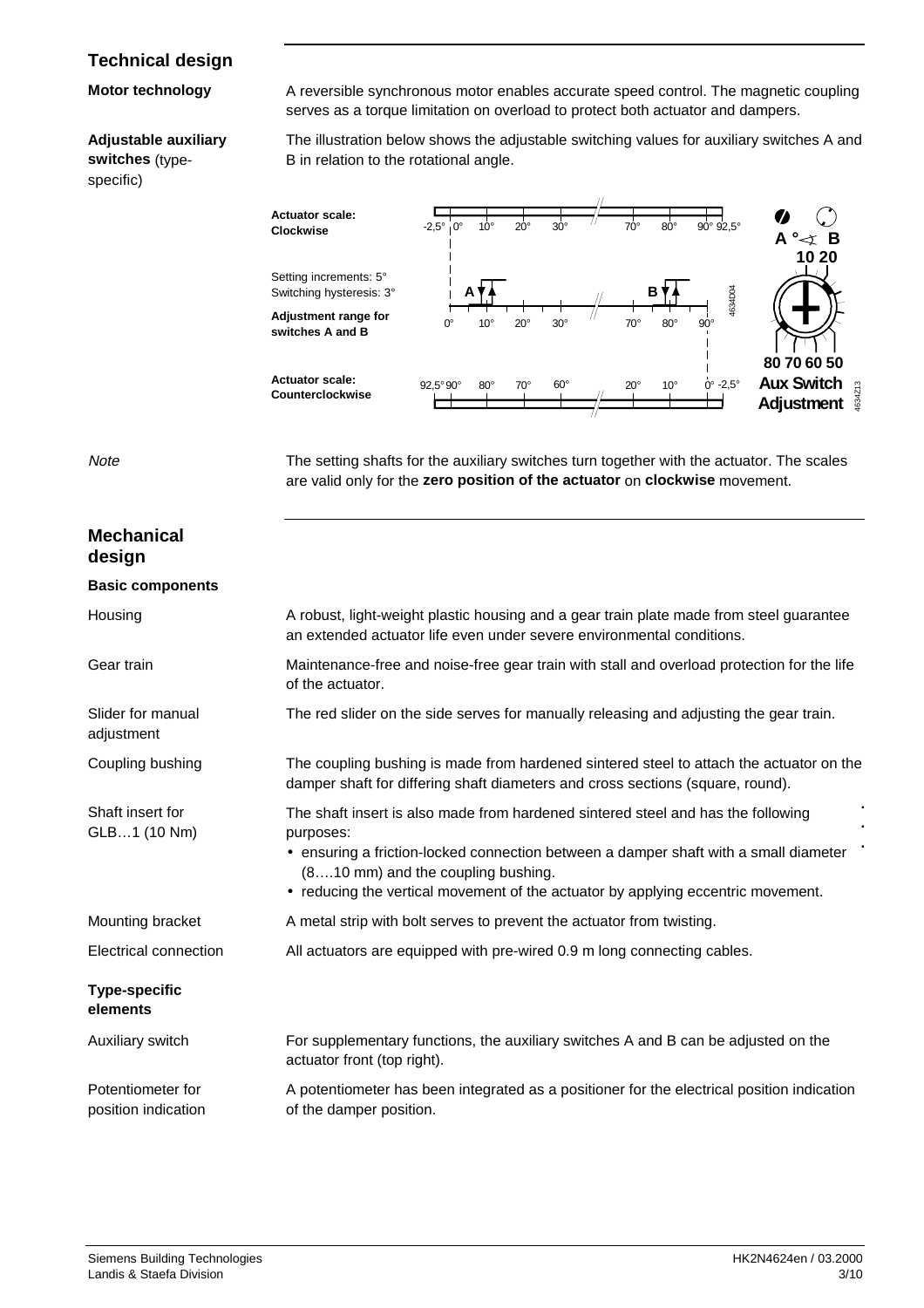## Technical design

**Motor technology**

A reversible synchronous motor enables accurate speed control. The magnetic coupling serves as a torque limitation on overload to protect both actuator and dampers.

**Adjustable auxiliary switches** (type-specific)

The illustration below shows the adjustable switching values for auxiliary switches A and B in relation to the rotational angle.

**Actuator scale: Clockwise** -2,5° 0° 10° 20° 30° 70° 80° 90° 92,5°

Setting increments: 5°
Switching hysteresis: 3°

**Adjustment range for switches A and B** 0° 10° 20° 30° 70° 80° 90°

**Actuator scale: Counterclockwise** 92,5° 90° 80° 70° 60° 20° 10° 0° -2,5°

A ° B 10 20 — 80 70 60 50 **Aux Switch Adjustment**

*Note*

The setting shafts for the auxiliary switches turn together with the actuator. The scales are valid only for the **zero position of the actuator** on **clockwise** movement.

## Mechanical design

### Basic components

**Housing**
A robust, light-weight plastic housing and a gear train plate made from steel guarantee an extended actuator life even under severe environmental conditions.

**Gear train**
Maintenance-free and noise-free gear train with stall and overload protection for the life of the actuator.

**Slider for manual adjustment**
The red slider on the side serves for manually releasing and adjusting the gear train.

**Coupling bushing**
The coupling bushing is made from hardened sintered steel to attach the actuator on the damper shaft for differing shaft diameters and cross sections (square, round).

**Shaft insert for GLB…1 (10 Nm)**
The shaft insert is also made from hardened sintered steel and has the following purposes:

- ensuring a friction-locked connection between a damper shaft with a small diameter (8….10 mm) and the coupling bushing.
- reducing the vertical movement of the actuator by applying eccentric movement.

**Mounting bracket**
A metal strip with bolt serves to prevent the actuator from twisting.

**Electrical connection**
All actuators are equipped with pre-wired 0.9 m long connecting cables.

### Type-specific elements

**Auxiliary switch**
For supplementary functions, the auxiliary switches A and B can be adjusted on the actuator front (top right).

**Potentiometer for position indication**
A potentiometer has been integrated as a positioner for the electrical position indication of the damper position.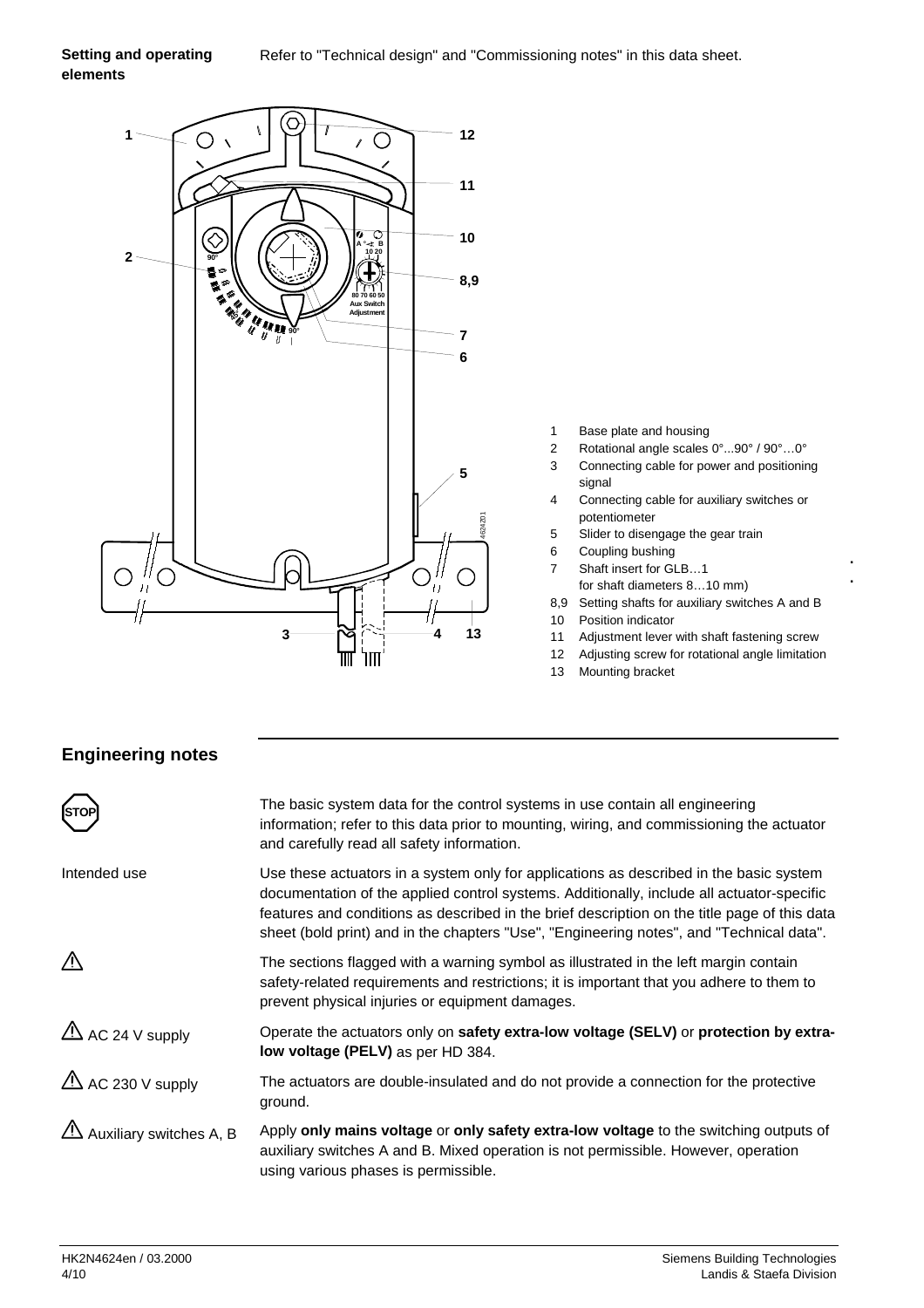**Setting and operating elements**

Refer to "Technical design" and "Commissioning notes" in this data sheet.

1. Base plate and housing
2. Rotational angle scales 0°...90° / 90°…0°
3. Connecting cable for power and positioning signal
4. Connecting cable for auxiliary switches or potentiometer
5. Slider to disengage the gear train
6. Coupling bushing
7. Shaft insert for GLB…1 for shaft diameters 8…10 mm)

8,9 Setting shafts for auxiliary switches A and B

10 Position indicator

11 Adjustment lever with shaft fastening screw

12 Adjusting screw for rotational angle limitation

13 Mounting bracket

## Engineering notes

STOP — The basic system data for the control systems in use contain all engineering information; refer to this data prior to mounting, wiring, and commissioning the actuator and carefully read all safety information.

**Intended use** — Use these actuators in a system only for applications as described in the basic system documentation of the applied control systems. Additionally, include all actuator-specific features and conditions as described in the brief description on the title page of this data sheet (bold print) and in the chapters "Use", "Engineering notes", and "Technical data".

⚠ The sections flagged with a warning symbol as illustrated in the left margin contain safety-related requirements and restrictions; it is important that you adhere to them to prevent physical injuries or equipment damages.

⚠ **AC 24 V supply** — Operate the actuators only on **safety extra-low voltage (SELV)** or **protection by extra-low voltage (PELV)** as per HD 384.

⚠ **AC 230 V supply** — The actuators are double-insulated and do not provide a connection for the protective ground.

⚠ **Auxiliary switches A, B** — Apply **only mains voltage** or **only safety extra-low voltage** to the switching outputs of auxiliary switches A and B. Mixed operation is not permissible. However, operation using various phases is permissible.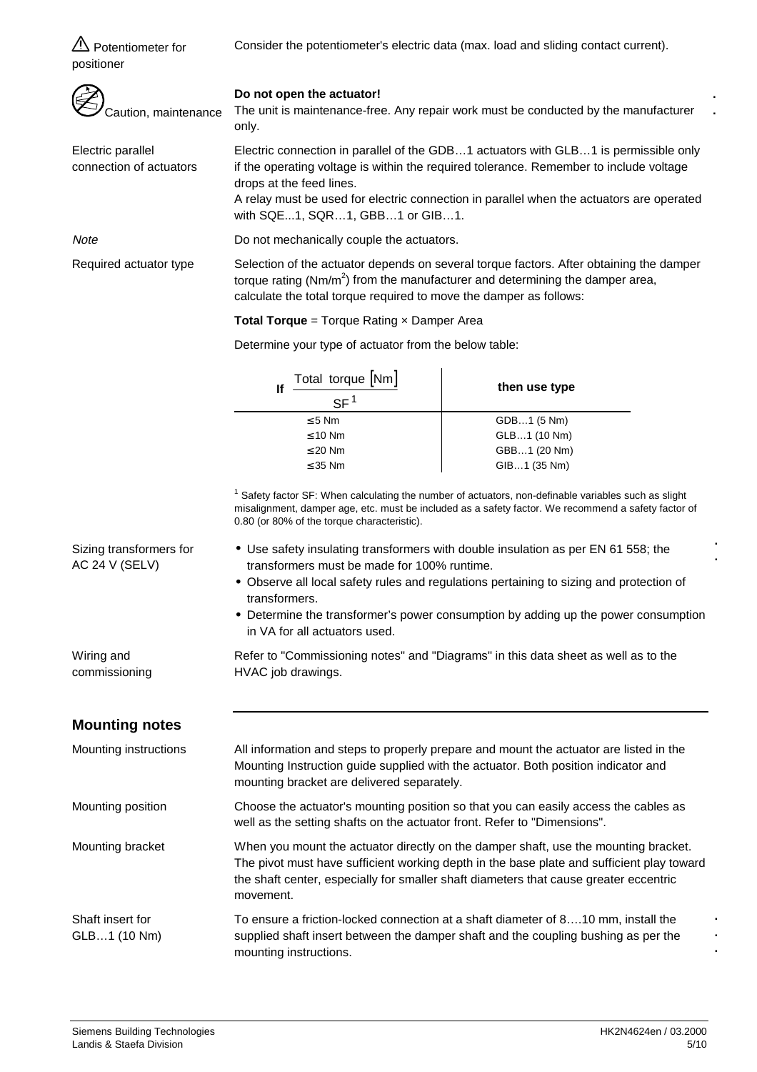⚠ Potentiometer for positioner

Consider the potentiometer's electric data (max. load and sliding contact current).

Caution, maintenance

**Do not open the actuator!**
The unit is maintenance-free. Any repair work must be conducted by the manufacturer only.

Electric parallel connection of actuators

Electric connection in parallel of the GDB…1 actuators with GLB…1 is permissible only if the operating voltage is within the required tolerance. Remember to include voltage drops at the feed lines.
A relay must be used for electric connection in parallel when the actuators are operated with SQE...1, SQR…1, GBB…1 or GIB…1.

*Note*

Do not mechanically couple the actuators.

Required actuator type

Selection of the actuator depends on several torque factors. After obtaining the damper torque rating ($Nm/m^2$) from the manufacturer and determining the damper area, calculate the total torque required to move the damper as follows:

**Total Torque** = Torque Rating × Damper Area

Determine your type of actuator from the below table:

| If $\frac{\text{Total torque [Nm]}}{SF^1}$ | then use type |
|---|---|
| ≤ 5 Nm | GDB…1 (5 Nm) |
| ≤ 10 Nm | GLB…1 (10 Nm) |
| ≤ 20 Nm | GBB…1 (20 Nm) |
| ≤ 35 Nm | GIB…1 (35 Nm) |

[1] Safety factor SF: When calculating the number of actuators, non-definable variables such as slight misalignment, damper age, etc. must be included as a safety factor. We recommend a safety factor of 0.80 (or 80% of the torque characteristic).

Sizing transformers for AC 24 V (SELV)

- Use safety insulating transformers with double insulation as per EN 61 558; the transformers must be made for 100% runtime.
- Observe all local safety rules and regulations pertaining to sizing and protection of transformers.
- Determine the transformer's power consumption by adding up the power consumption in VA for all actuators used.

Wiring and commissioning

Refer to "Commissioning notes" and "Diagrams" in this data sheet as well as to the HVAC job drawings.

## Mounting notes

Mounting instructions

All information and steps to properly prepare and mount the actuator are listed in the Mounting Instruction guide supplied with the actuator. Both position indicator and mounting bracket are delivered separately.

Mounting position

Choose the actuator's mounting position so that you can easily access the cables as well as the setting shafts on the actuator front. Refer to "Dimensions".

Mounting bracket

When you mount the actuator directly on the damper shaft, use the mounting bracket. The pivot must have sufficient working depth in the base plate and sufficient play toward the shaft center, especially for smaller shaft diameters that cause greater eccentric movement.

Shaft insert for GLB…1 (10 Nm)

To ensure a friction-locked connection at a shaft diameter of 8….10 mm, install the supplied shaft insert between the damper shaft and the coupling bushing as per the mounting instructions.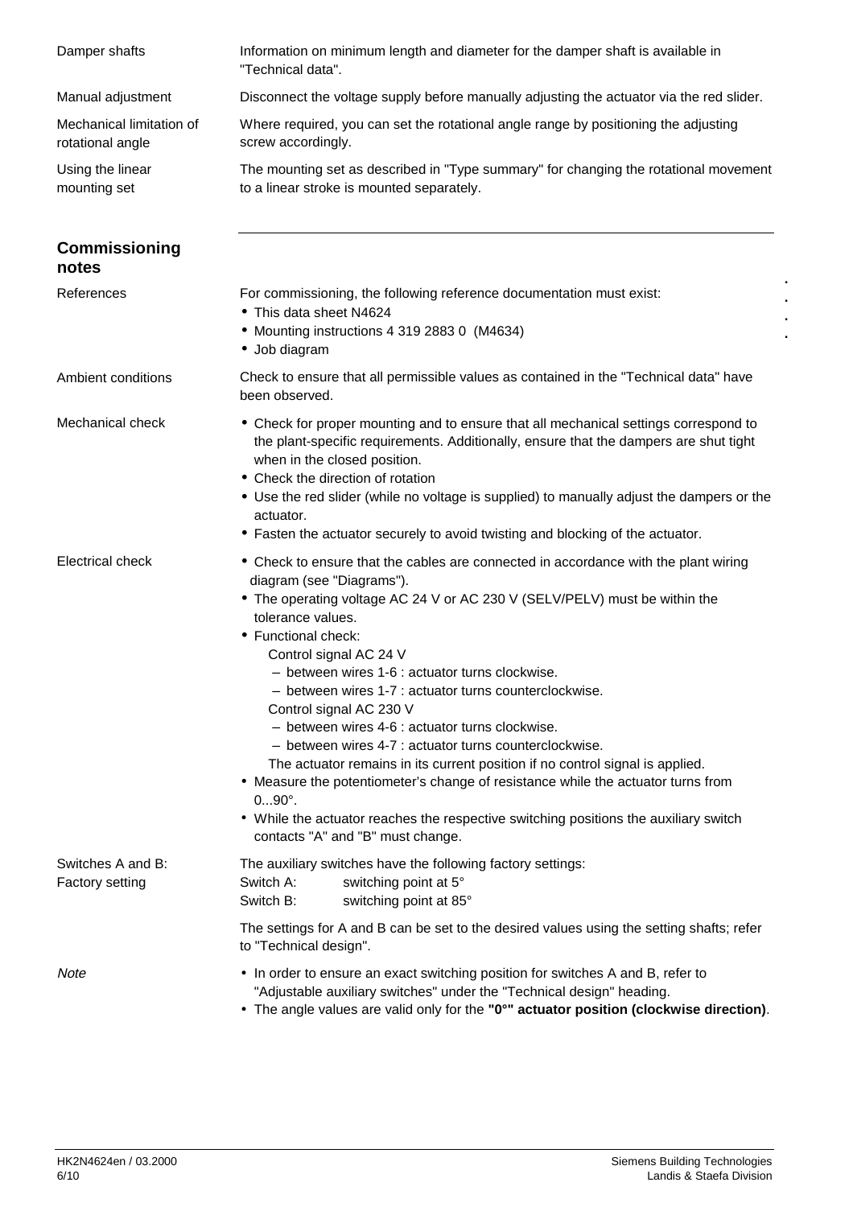Damper shafts
: Information on minimum length and diameter for the damper shaft is available in "Technical data".

Manual adjustment
: Disconnect the voltage supply before manually adjusting the actuator via the red slider.

Mechanical limitation of rotational angle
: Where required, you can set the rotational angle range by positioning the adjusting screw accordingly.

Using the linear mounting set
: The mounting set as described in "Type summary" for changing the rotational movement to a linear stroke is mounted separately.

## Commissioning notes

**References**

For commissioning, the following reference documentation must exist:

- This data sheet N4624
- Mounting instructions 4 319 2883 0 (M4634)
- Job diagram

**Ambient conditions**

Check to ensure that all permissible values as contained in the "Technical data" have been observed.

**Mechanical check**

- Check for proper mounting and to ensure that all mechanical settings correspond to the plant-specific requirements. Additionally, ensure that the dampers are shut tight when in the closed position.
- Check the direction of rotation
- Use the red slider (while no voltage is supplied) to manually adjust the dampers or the actuator.
- Fasten the actuator securely to avoid twisting and blocking of the actuator.

**Electrical check**

- Check to ensure that the cables are connected in accordance with the plant wiring diagram (see "Diagrams").
- The operating voltage AC 24 V or AC 230 V (SELV/PELV) must be within the tolerance values.
- Functional check:
  Control signal AC 24 V
  - between wires 1-6 : actuator turns clockwise.
  - between wires 1-7 : actuator turns counterclockwise.

  Control signal AC 230 V
  - between wires 4-6 : actuator turns clockwise.
  - between wires 4-7 : actuator turns counterclockwise.

  The actuator remains in its current position if no control signal is applied.
- Measure the potentiometer's change of resistance while the actuator turns from 0...90°.
- While the actuator reaches the respective switching positions the auxiliary switch contacts "A" and "B" must change.

**Switches A and B: Factory setting**

The auxiliary switches have the following factory settings:

| | |
|---|---|
| Switch A: | switching point at 5° |
| Switch B: | switching point at 85° |

The settings for A and B can be set to the desired values using the setting shafts; refer to "Technical design".

*Note*

- In order to ensure an exact switching position for switches A and B, refer to "Adjustable auxiliary switches" under the "Technical design" heading.
- The angle values are valid only for the **"0°" actuator position (clockwise direction)**.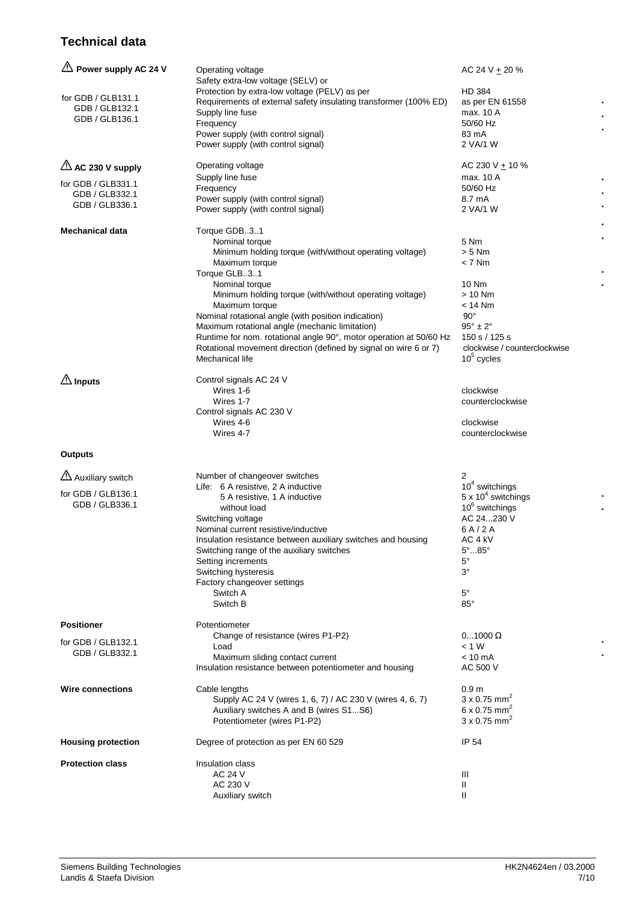## Technical data

| | | |
|---|---|---|
| **⚠ Power supply AC 24 V** | Operating voltage | AC 24 V ± 20 % |
| | Safety extra-low voltage (SELV) or | |
| for GDB / GLB131.1 | Protection by extra-low voltage (PELV) as per | HD 384 |
| GDB / GLB132.1 | Requirements of external safety insulating transformer (100% ED) | as per EN 61558 |
| GDB / GLB136.1 | Supply line fuse | max. 10 A |
| | Frequency | 50/60 Hz |
| | Power supply (with control signal) | 83 mA |
| | Power supply (with control signal) | 2 VA/1 W |
| **⚠ AC 230 V supply** | Operating voltage | AC 230 V ± 10 % |
| for GDB / GLB331.1 | Supply line fuse | max. 10 A |
| GDB / GLB332.1 | Frequency | 50/60 Hz |
| GDB / GLB336.1 | Power supply (with control signal) | 8.7 mA |
| | Power supply (with control signal) | 2 VA/1 W |
| **Mechanical data** | Torque GDB..3..1 | |
| | Nominal torque | 5 Nm |
| | Minimum holding torque (with/without operating voltage) | > 5 Nm |
| | Maximum torque | < 7 Nm |
| | Torque GLB..3..1 | |
| | Nominal torque | 10 Nm |
| | Minimum holding torque (with/without operating voltage) | > 10 Nm |
| | Maximum torque | < 14 Nm |
| | Nominal rotational angle (with position indication) | 90° |
| | Maximum rotational angle (mechanic limitation) | 95° ± 2° |
| | Runtime for nom. rotational angle 90°, motor operation at 50/60 Hz | 150 s / 125 s |
| | Rotational movement direction (defined by signal on wire 6 or 7) | clockwise / counterclockwise |
| | Mechanical life | $10^5$ cycles |
| **⚠ Inputs** | Control signals AC 24 V | |
| | Wires 1-6 | clockwise |
| | Wires 1-7 | counterclockwise |
| | Control signals AC 230 V | |
| | Wires 4-6 | clockwise |
| | Wires 4-7 | counterclockwise |
| **Outputs** | | |
| ⚠ Auxiliary switch | Number of changeover switches | 2 |
| for GDB / GLB136.1 | Life: 6 A resistive, 2 A inductive | $10^4$ switchings |
| GDB / GLB336.1 | 5 A resistive, 1 A inductive | $5 \times 10^4$ switchings |
| | without load | $10^6$ switchings |
| | Switching voltage | AC 24...230 V |
| | Nominal current resistive/inductive | 6 A / 2 A |
| | Insulation resistance between auxiliary switches and housing | AC 4 kV |
| | Switching range of the auxiliary switches | 5°...85° |
| | Setting increments | 5° |
| | Switching hysteresis | 3° |
| | Factory changeover settings | |
| | Switch A | 5° |
| | Switch B | 85° |
| **Positioner** | Potentiometer | |
| for GDB / GLB132.1 | Change of resistance (wires P1-P2) | 0...1000 Ω |
| GDB / GLB332.1 | Load | < 1 W |
| | Maximum sliding contact current | < 10 mA |
| | Insulation resistance between potentiometer and housing | AC 500 V |
| **Wire connections** | Cable lengths | 0.9 m |
| | Supply AC 24 V (wires 1, 6, 7) / AC 230 V (wires 4, 6, 7) | 3 x 0.75 mm$^2$ |
| | Auxiliary switches A and B (wires S1...S6) | 6 x 0.75 mm$^2$ |
| | Potentiometer (wires P1-P2) | 3 x 0.75 mm$^2$ |
| **Housing protection** | Degree of protection as per EN 60 529 | IP 54 |
| **Protection class** | Insulation class | |
| | AC 24 V | III |
| | AC 230 V | II |
| | Auxiliary switch | II |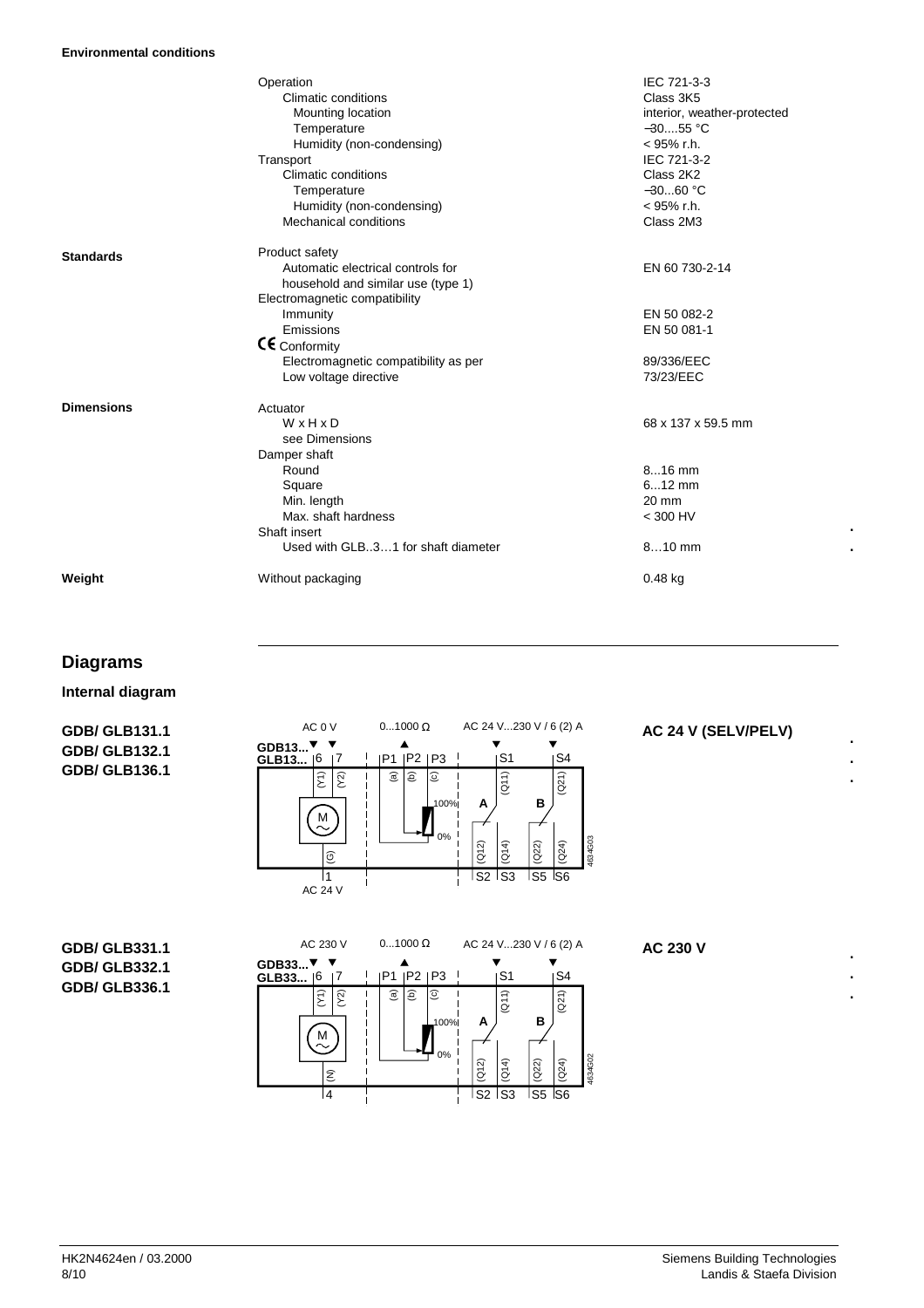#### Environmental conditions

| | | |
|---|---|---|
| | Operation | IEC 721-3-3 |
| | Climatic conditions | Class 3K5 |
| | Mounting location | interior, weather-protected |
| | Temperature | −30....55 °C |
| | Humidity (non-condensing) | < 95% r.h. |
| | Transport | IEC 721-3-2 |
| | Climatic conditions | Class 2K2 |
| | Temperature | −30...60 °C |
| | Humidity (non-condensing) | < 95% r.h. |
| | Mechanical conditions | Class 2M3 |
| **Standards** | Product safety | |
| | Automatic electrical controls for household and similar use (type 1) | EN 60 730-2-14 |
| | Electromagnetic compatibility | |
| | Immunity | EN 50 082-2 |
| | Emissions | EN 50 081-1 |
| | CE Conformity | |
| | Electromagnetic compatibility as per | 89/336/EEC |
| | Low voltage directive | 73/23/EEC |
| **Dimensions** | Actuator | |
| | W x H x D | 68 x 137 x 59.5 mm |
| | see Dimensions | |
| | Damper shaft | |
| | Round | 8...16 mm |
| | Square | 6...12 mm |
| | Min. length | 20 mm |
| | Max. shaft hardness | < 300 HV |
| | Shaft insert | |
| | Used with GLB..3…1 for shaft diameter | 8…10 mm |
| **Weight** | Without packaging | 0.48 kg |

## Diagrams

### Internal diagram

**GDB/ GLB131.1**
**GDB/ GLB132.1**
**GDB/ GLB136.1**

**AC 24 V (SELV/PELV)**

AC 0 V — 0...1000 Ω — AC 24 V...230 V / 6 (2) A

GDB13... / GLB13... terminals: 6 (Y1), 7 (Y2), P1 (a), P2 (b), P3 (c), S1 (Q11), S4 (Q21), 1 (G) AC 24 V, S2 (Q12), S3 (Q14), S5 (Q22), S6 (Q24); switches A, B; potentiometer 0%–100%; M

4634G03

**GDB/ GLB331.1**
**GDB/ GLB332.1**
**GDB/ GLB336.1**

**AC 230 V**

AC 230 V — 0...1000 Ω — AC 24 V...230 V / 6 (2) A

GDB33... / GLB33... terminals: 6 (Y1), 7 (Y2), P1 (a), P2 (b), P3 (c), S1 (Q11), S4 (Q21), 4 (N), S2 (Q12), S3 (Q14), S5 (Q22), S6 (Q24); switches A, B; potentiometer 0%–100%; M

4634G02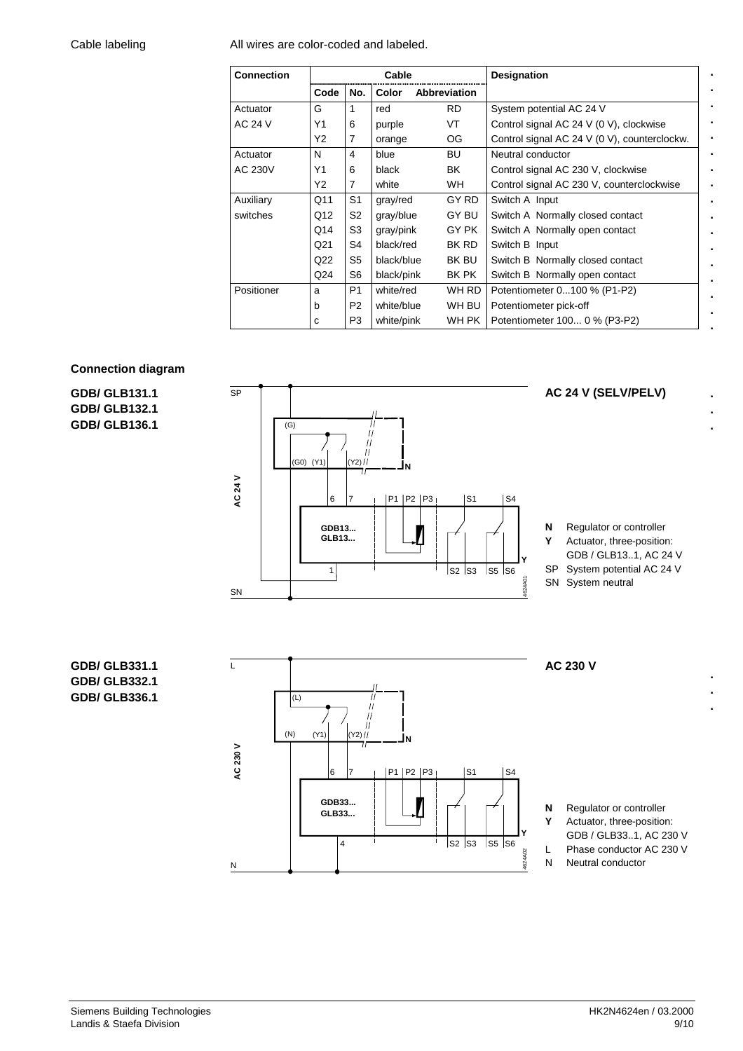Cable labeling

All wires are color-coded and labeled.

| Connection | Cable | | | | Designation |
|---|---|---|---|---|---|
| | Code | No. | Color | Abbreviation | |
| Actuator | G | 1 | red | RD | System potential AC 24 V |
| AC 24 V | Y1 | 6 | purple | VT | Control signal AC 24 V (0 V), clockwise |
| | Y2 | 7 | orange | OG | Control signal AC 24 V (0 V), counterclockw. |
| Actuator | N | 4 | blue | BU | Neutral conductor |
| AC 230V | Y1 | 6 | black | BK | Control signal AC 230 V, clockwise |
| | Y2 | 7 | white | WH | Control signal AC 230 V, counterclockwise |
| Auxiliary | Q11 | S1 | gray/red | GY RD | Switch A Input |
| switches | Q12 | S2 | gray/blue | GY BU | Switch A Normally closed contact |
| | Q14 | S3 | gray/pink | GY PK | Switch A Normally open contact |
| | Q21 | S4 | black/red | BK RD | Switch B Input |
| | Q22 | S5 | black/blue | BK BU | Switch B Normally closed contact |
| | Q24 | S6 | black/pink | BK PK | Switch B Normally open contact |
| Positioner | a | P1 | white/red | WH RD | Potentiometer 0...100 % (P1-P2) |
| | b | P2 | white/blue | WH BU | Potentiometer pick-off |
| | c | P3 | white/pink | WH PK | Potentiometer 100... 0 % (P3-P2) |

## Connection diagram

**GDB/ GLB131.1**
**GDB/ GLB132.1**
**GDB/ GLB136.1**

**AC 24 V (SELV/PELV)**

**N** Regulator or controller
**Y** Actuator, three-position: GDB / GLB13..1, AC 24 V
SP System potential AC 24 V
SN System neutral

**GDB/ GLB331.1**
**GDB/ GLB332.1**
**GDB/ GLB336.1**

**AC 230 V**

**N** Regulator or controller
**Y** Actuator, three-position: GDB / GLB33..1, AC 230 V
L Phase conductor AC 230 V
N Neutral conductor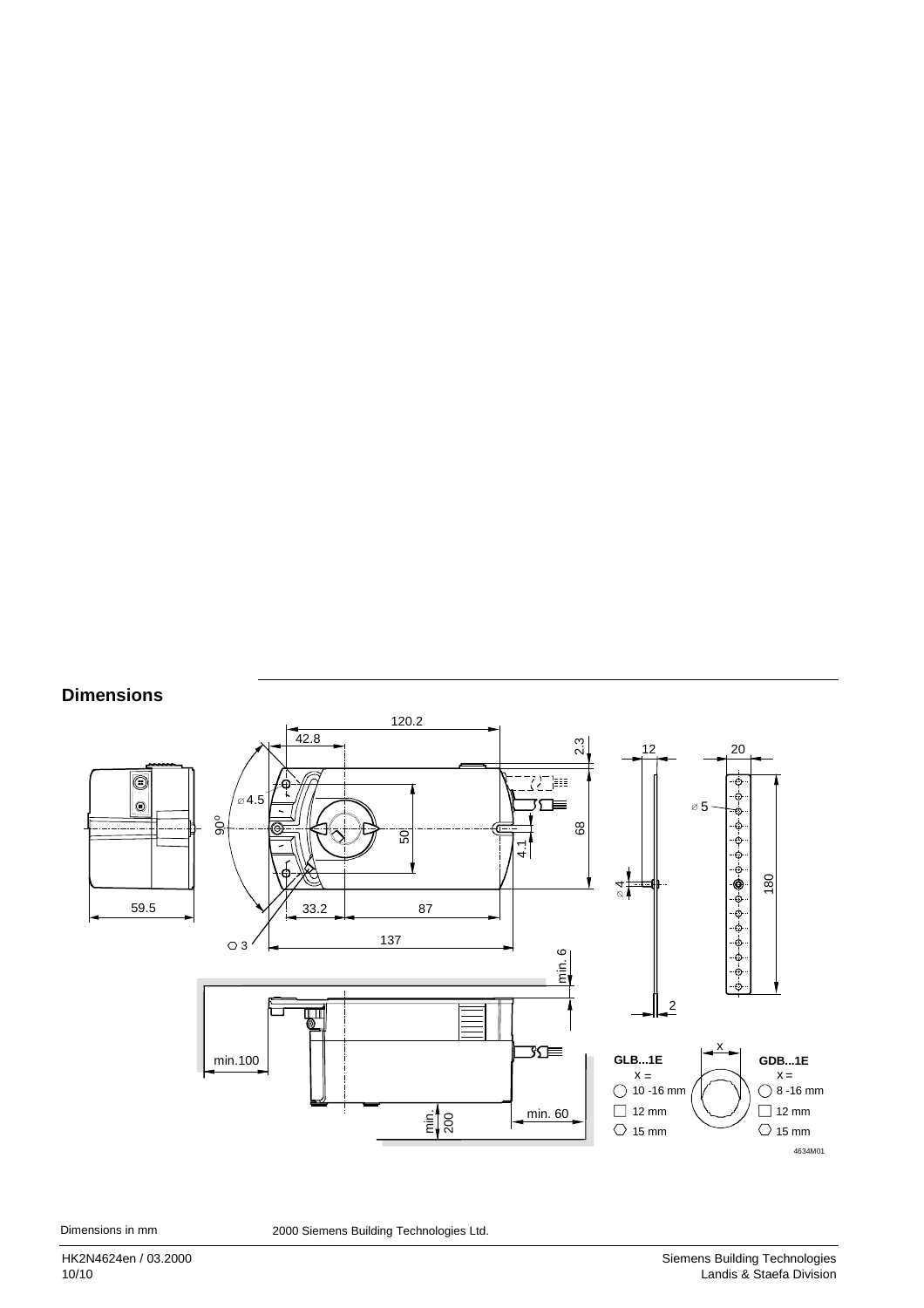## Dimensions

120.2
42.8
2.3
12
20
⌀4.5
⌀5
90°
50
68
4.1
⌀4
180
59.5
33.2
87
137
○3
min. 6
2
min.100
GLB...1E
x =
○ 10 -16 mm
□ 12 mm
⬡ 15 mm
x
GDB...1E
x =
○ 8 -16 mm
□ 12 mm
⬡ 15 mm
min. 200
min. 60
4634M01

Dimensions in mm

2000 Siemens Building Technologies Ltd.